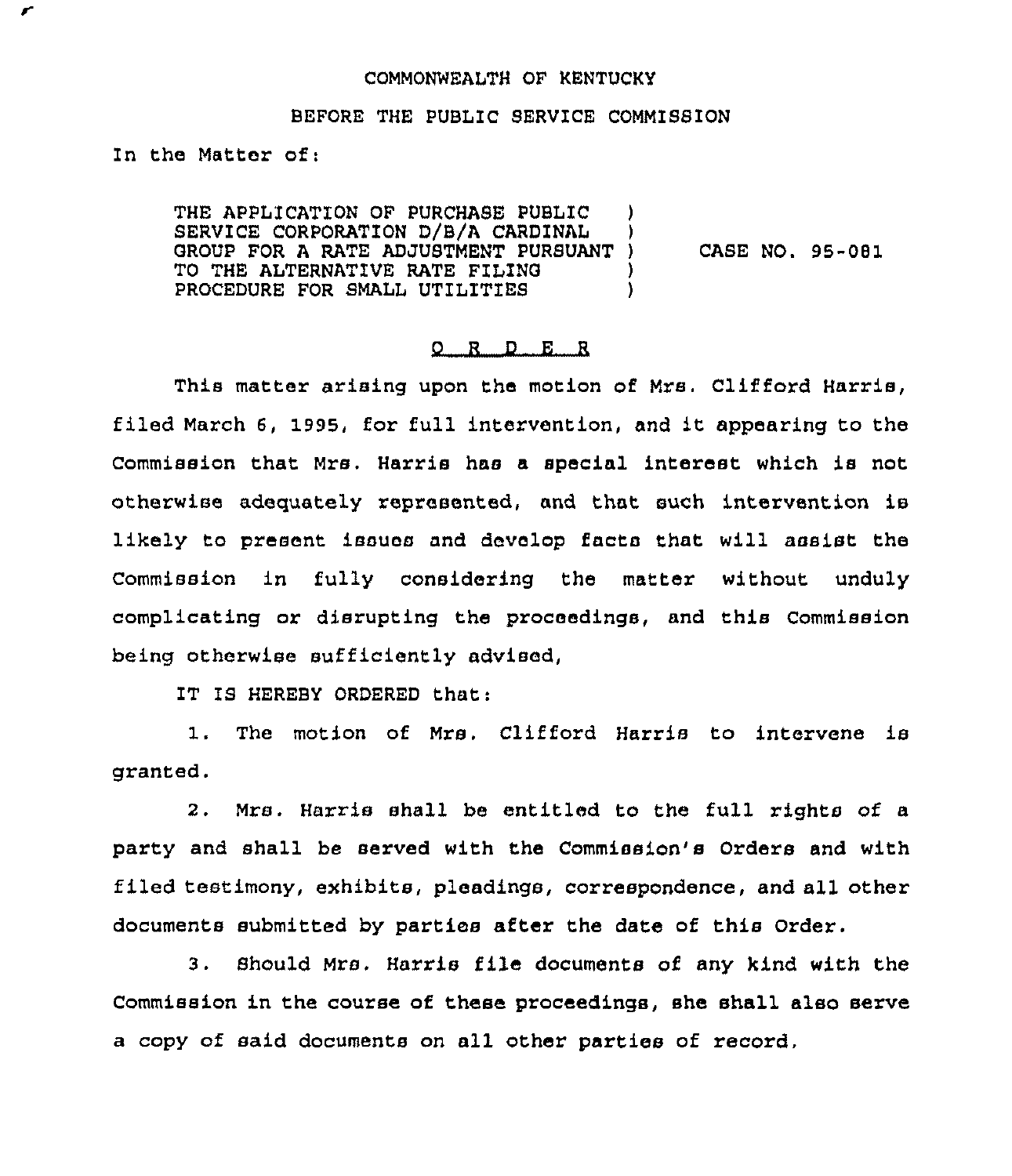COMMONWEALTH OF KENTUCKY

BEFORE THE PUBLIC SERVICE COMMISSION

In the Matter of:

| | | |
|---|---|---|
| THE APPLICATION OF PURCHASE PUBLIC SERVICE CORPORATION D/B/A CARDINAL GROUP FOR A RATE ADJUSTMENT PURSUANT TO THE ALTERNATIVE RATE FILING PROCEDURE FOR SMALL UTILITIES | ) ) ) ) ) | CASE NO. 95-081 |

O R D E R

This matter arising upon the motion of Mrs. Clifford Harris, filed March 6, 1995, for full intervention, and it appearing to the Commission that Mrs. Harris has a special interest which is not otherwise adequately represented, and that such intervention is likely to present issues and develop facts that will assist the Commission in fully considering the matter without unduly complicating or disrupting the proceedings, and this Commission being otherwise sufficiently advised,

IT IS HEREBY ORDERED that:

1. The motion of Mrs. Clifford Harris to intervene is granted.

2. Mrs. Harris shall be entitled to the full rights of a party and shall be served with the Commission's Orders and with filed testimony, exhibits, pleadings, correspondence, and all other documents submitted by parties after the date of this Order.

3. Should Mrs. Harris file documents of any kind with the Commission in the course of these proceedings, she shall also serve a copy of said documents on all other parties of record.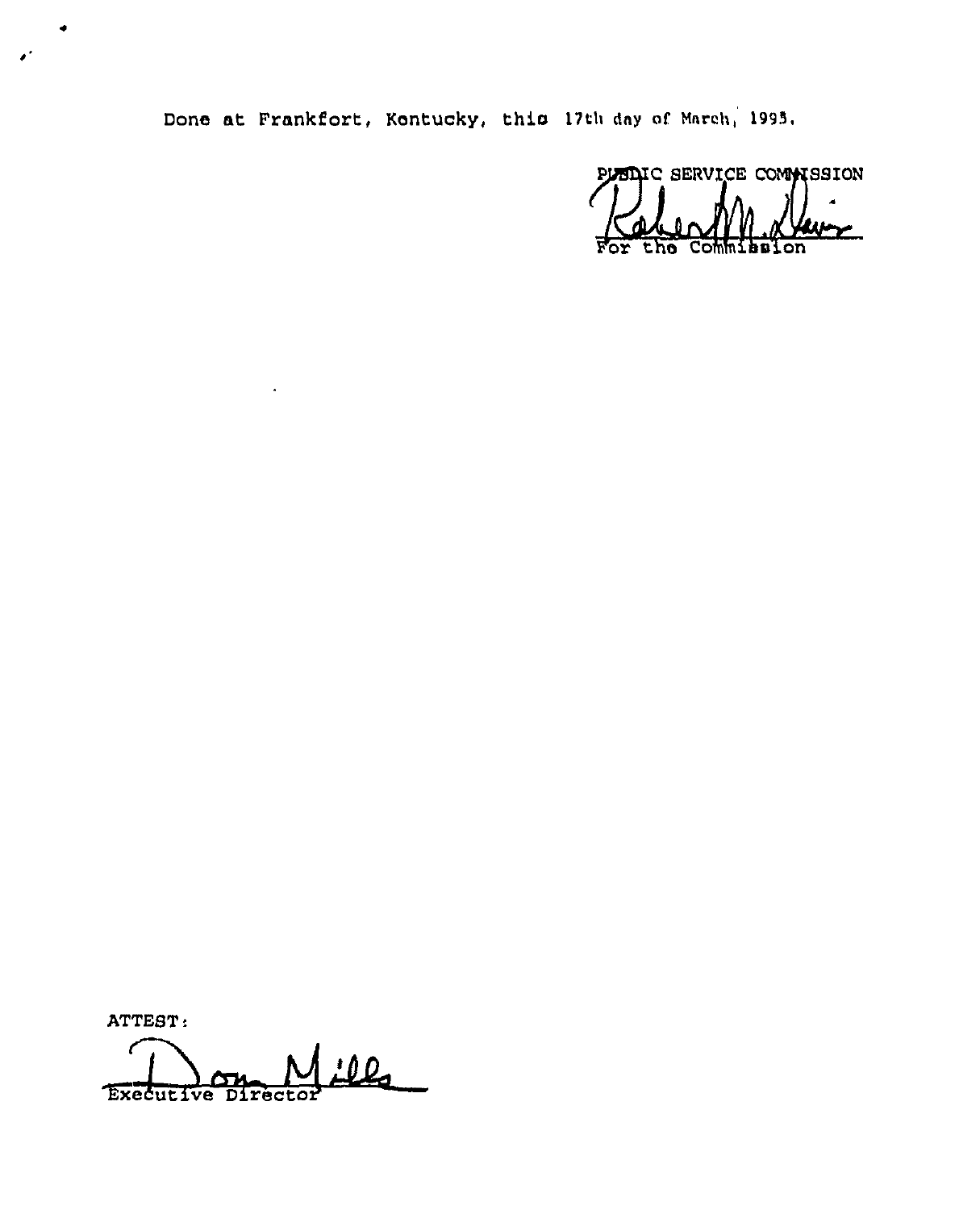Done at Frankfort, Kentucky, this 17th day of March, 1995.

PUBLIC SERVICE COMMISSION

For the Commission

ATTEST:

Executive Director